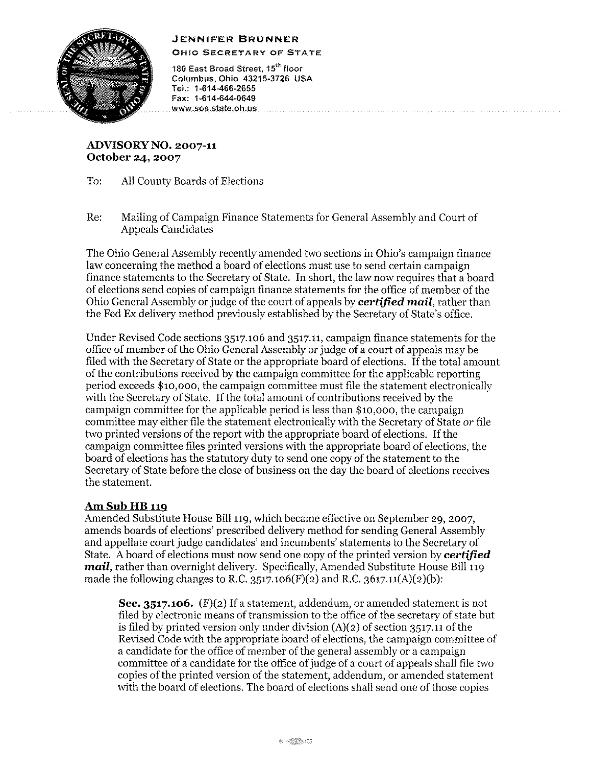**JENNIFER BRUNNER**
**OHIO SECRETARY OF STATE**

180 East Broad Street, 15th floor
Columbus, Ohio 43215-3726 USA
Tel.: 1-614-466-2655
Fax: 1-614-644-0649
www.sos.state.oh.us

**ADVISORY NO. 2007-11**
**October 24, 2007**

To: All County Boards of Elections

Re: Mailing of Campaign Finance Statements for General Assembly and Court of Appeals Candidates

The Ohio General Assembly recently amended two sections in Ohio's campaign finance law concerning the method a board of elections must use to send certain campaign finance statements to the Secretary of State. In short, the law now requires that a board of elections send copies of campaign finance statements for the office of member of the Ohio General Assembly or judge of the court of appeals by ***certified mail***, rather than the Fed Ex delivery method previously established by the Secretary of State's office.

Under Revised Code sections 3517.106 and 3517.11, campaign finance statements for the office of member of the Ohio General Assembly or judge of a court of appeals may be filed with the Secretary of State or the appropriate board of elections. If the total amount of the contributions received by the campaign committee for the applicable reporting period exceeds $10,000, the campaign committee must file the statement electronically with the Secretary of State. If the total amount of contributions received by the campaign committee for the applicable period is less than $10,000, the campaign committee may either file the statement electronically with the Secretary of State *or* file two printed versions of the report with the appropriate board of elections. If the campaign committee files printed versions with the appropriate board of elections, the board of elections has the statutory duty to send one copy of the statement to the Secretary of State before the close of business on the day the board of elections receives the statement.

**Am Sub HB 119**

Amended Substitute House Bill 119, which became effective on September 29, 2007, amends boards of elections' prescribed delivery method for sending General Assembly and appellate court judge candidates' and incumbents' statements to the Secretary of State. A board of elections must now send one copy of the printed version by ***certified mail***, rather than overnight delivery. Specifically, Amended Substitute House Bill 119 made the following changes to R.C. 3517.106(F)(2) and R.C. 3617.11(A)(2)(b):

> **Sec. 3517.106.** (F)(2) If a statement, addendum, or amended statement is not filed by electronic means of transmission to the office of the secretary of state but is filed by printed version only under division (A)(2) of section 3517.11 of the Revised Code with the appropriate board of elections, the campaign committee of a candidate for the office of member of the general assembly or a campaign committee of a candidate for the office of judge of a court of appeals shall file two copies of the printed version of the statement, addendum, or amended statement with the board of elections. The board of elections shall send one of those copies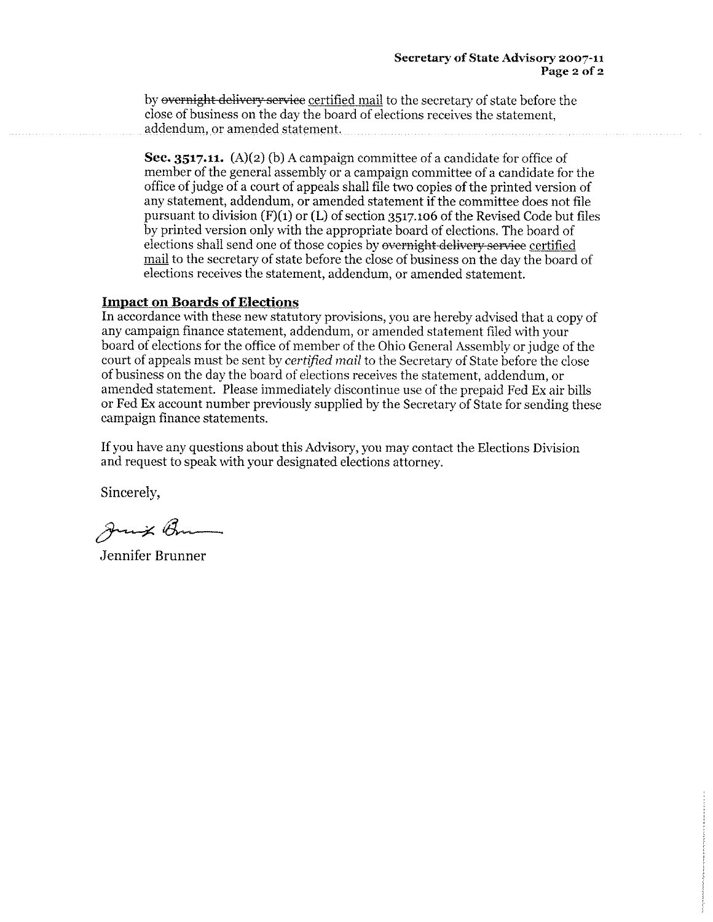by ~~overnight delivery service~~ certified mail to the secretary of state before the close of business on the day the board of elections receives the statement, addendum, or amended statement.

**Sec. 3517.11.** (A)(2) (b) A campaign committee of a candidate for office of member of the general assembly or a campaign committee of a candidate for the office of judge of a court of appeals shall file two copies of the printed version of any statement, addendum, or amended statement if the committee does not file pursuant to division (F)(1) or (L) of section 3517.106 of the Revised Code but files by printed version only with the appropriate board of elections. The board of elections shall send one of those copies by ~~overnight delivery service~~ certified mail to the secretary of state before the close of business on the day the board of elections receives the statement, addendum, or amended statement.

## Impact on Boards of Elections

In accordance with these new statutory provisions, you are hereby advised that a copy of any campaign finance statement, addendum, or amended statement filed with your board of elections for the office of member of the Ohio General Assembly or judge of the court of appeals must be sent by *certified mail* to the Secretary of State before the close of business on the day the board of elections receives the statement, addendum, or amended statement. Please immediately discontinue use of the prepaid Fed Ex air bills or Fed Ex account number previously supplied by the Secretary of State for sending these campaign finance statements.

If you have any questions about this Advisory, you may contact the Elections Division and request to speak with your designated elections attorney.

Sincerely,

Jennifer Brunner